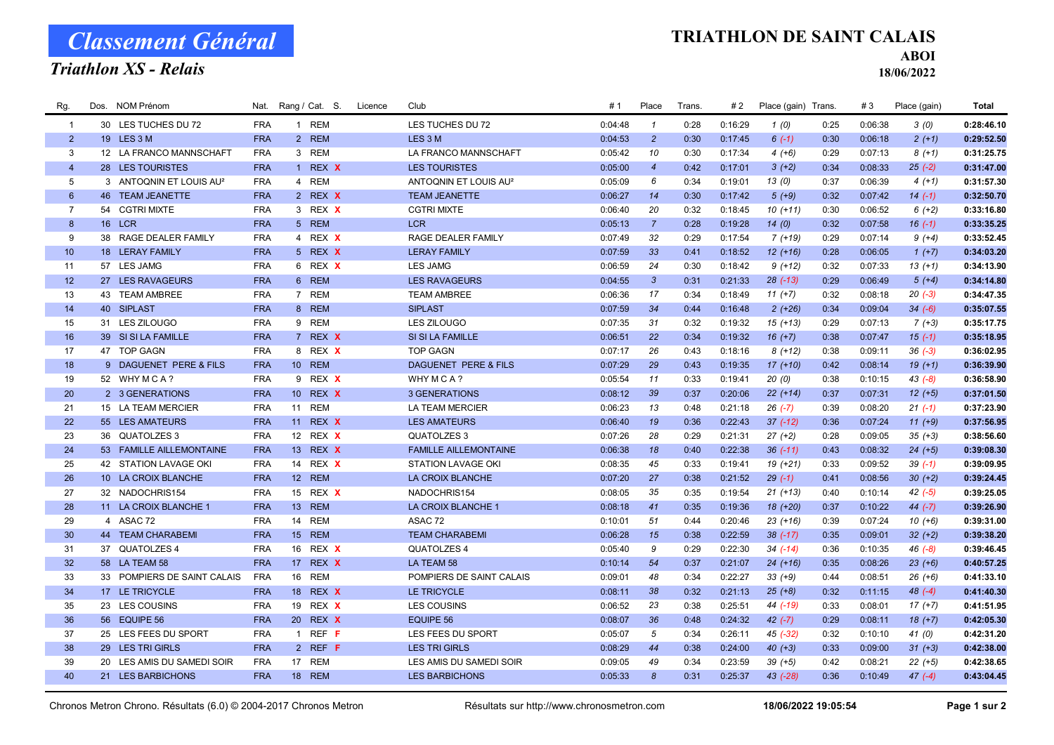# Classement Général

## Triathlon XS - Relais

## TRIATHLON DE SAINT CALAIS

**ABOI**

**18/06/2022**

| Rg. | Dos. | NOM Prénom | Nat. | Rang / Cat. | S. | Licence | Club | # 1 | Place | Trans. | # 2 | Place (gain) | Trans. | # 3 | Place (gain) | Total |
|---|---|---|---|---|---|---|---|---|---|---|---|---|---|---|---|---|
| 1 | 30 | LES TUCHES DU 72 | FRA | 1 REM | | | LES TUCHES DU 72 | 0:04:48 | 1 | 0:28 | 0:16:29 | 1 (0) | 0:25 | 0:06:38 | 3 (0) | 0:28:46.10 |
| 2 | 19 | LES 3 M | FRA | 2 REM | | | LES 3 M | 0:04:53 | 2 | 0:30 | 0:17:45 | 6 (-1) | 0:30 | 0:06:18 | 2 (+1) | 0:29:52.50 |
| 3 | 12 | LA FRANCO MANNSCHAFT | FRA | 3 REM | | | LA FRANCO MANNSCHAFT | 0:05:42 | 10 | 0:30 | 0:17:34 | 4 (+6) | 0:29 | 0:07:13 | 8 (+1) | 0:31:25.75 |
| 4 | 28 | LES TOURISTES | FRA | 1 REX | X | | LES TOURISTES | 0:05:00 | 4 | 0:42 | 0:17:01 | 3 (+2) | 0:34 | 0:08:33 | 25 (-2) | 0:31:47.00 |
| 5 | 3 | ANTOQNIN ET LOUIS AU² | FRA | 4 REM | | | ANTOQNIN ET LOUIS AU² | 0:05:09 | 6 | 0:34 | 0:19:01 | 13 (0) | 0:37 | 0:06:39 | 4 (+1) | 0:31:57.30 |
| 6 | 46 | TEAM JEANETTE | FRA | 2 REX | X | | TEAM JEANETTE | 0:06:27 | 14 | 0:30 | 0:17:42 | 5 (+9) | 0:32 | 0:07:42 | 14 (-1) | 0:32:50.70 |
| 7 | 54 | CGTRI MIXTE | FRA | 3 REX | X | | CGTRI MIXTE | 0:06:40 | 20 | 0:32 | 0:18:45 | 10 (+11) | 0:30 | 0:06:52 | 6 (+2) | 0:33:16.80 |
| 8 | 16 | LCR | FRA | 5 REM | | | LCR | 0:05:13 | 7 | 0:28 | 0:19:28 | 14 (0) | 0:32 | 0:07:58 | 16 (-1) | 0:33:35.25 |
| 9 | 38 | RAGE DEALER FAMILY | FRA | 4 REX | X | | RAGE DEALER FAMILY | 0:07:49 | 32 | 0:29 | 0:17:54 | 7 (+19) | 0:29 | 0:07:14 | 9 (+4) | 0:33:52.45 |
| 10 | 18 | LERAY FAMILY | FRA | 5 REX | X | | LERAY FAMILY | 0:07:59 | 33 | 0:41 | 0:18:52 | 12 (+16) | 0:28 | 0:06:05 | 1 (+7) | 0:34:03.20 |
| 11 | 57 | LES JAMG | FRA | 6 REX | X | | LES JAMG | 0:06:59 | 24 | 0:30 | 0:18:42 | 9 (+12) | 0:32 | 0:07:33 | 13 (+1) | 0:34:13.90 |
| 12 | 27 | LES RAVAGEURS | FRA | 6 REM | | | LES RAVAGEURS | 0:04:55 | 3 | 0:31 | 0:21:33 | 28 (-13) | 0:29 | 0:06:49 | 5 (+4) | 0:34:14.80 |
| 13 | 43 | TEAM AMBREE | FRA | 7 REM | | | TEAM AMBREE | 0:06:36 | 17 | 0:34 | 0:18:49 | 11 (+7) | 0:32 | 0:08:18 | 20 (-3) | 0:34:47.35 |
| 14 | 40 | SIPLAST | FRA | 8 REM | | | SIPLAST | 0:07:59 | 34 | 0:44 | 0:16:48 | 2 (+26) | 0:34 | 0:09:04 | 34 (-6) | 0:35:07.55 |
| 15 | 31 | LES ZILOUGO | FRA | 9 REM | | | LES ZILOUGO | 0:07:35 | 31 | 0:32 | 0:19:32 | 15 (+13) | 0:29 | 0:07:13 | 7 (+3) | 0:35:17.75 |
| 16 | 39 | SI SI LA FAMILLE | FRA | 7 REX | X | | SI SI LA FAMILLE | 0:06:51 | 22 | 0:34 | 0:19:32 | 16 (+7) | 0:38 | 0:07:47 | 15 (-1) | 0:35:18.95 |
| 17 | 47 | TOP GAGN | FRA | 8 REX | X | | TOP GAGN | 0:07:17 | 26 | 0:43 | 0:18:16 | 8 (+12) | 0:38 | 0:09:11 | 36 (-3) | 0:36:02.95 |
| 18 | 9 | DAGUENET PERE & FILS | FRA | 10 REM | | | DAGUENET PERE & FILS | 0:07:29 | 29 | 0:43 | 0:19:35 | 17 (+10) | 0:42 | 0:08:14 | 19 (+1) | 0:36:39.90 |
| 19 | 52 | WHY M C A ? | FRA | 9 REX | X | | WHY M C A ? | 0:05:54 | 11 | 0:33 | 0:19:41 | 20 (0) | 0:38 | 0:10:15 | 43 (-8) | 0:36:58.90 |
| 20 | 2 | 3 GENERATIONS | FRA | 10 REX | X | | 3 GENERATIONS | 0:08:12 | 39 | 0:37 | 0:20:06 | 22 (+14) | 0:37 | 0:07:31 | 12 (+5) | 0:37:01.50 |
| 21 | 15 | LA TEAM MERCIER | FRA | 11 REM | | | LA TEAM MERCIER | 0:06:23 | 13 | 0:48 | 0:21:18 | 26 (-7) | 0:39 | 0:08:20 | 21 (-1) | 0:37:23.90 |
| 22 | 55 | LES AMATEURS | FRA | 11 REX | X | | LES AMATEURS | 0:06:40 | 19 | 0:36 | 0:22:43 | 37 (-12) | 0:36 | 0:07:24 | 11 (+9) | 0:37:56.95 |
| 23 | 36 | QUATOLZES 3 | FRA | 12 REX | X | | QUATOLZES 3 | 0:07:26 | 28 | 0:29 | 0:21:31 | 27 (+2) | 0:28 | 0:09:05 | 35 (+3) | 0:38:56.60 |
| 24 | 53 | FAMILLE AILLEMONTAINE | FRA | 13 REX | X | | FAMILLE AILLEMONTAINE | 0:06:38 | 18 | 0:40 | 0:22:38 | 36 (-11) | 0:43 | 0:08:32 | 24 (+5) | 0:39:08.30 |
| 25 | 42 | STATION LAVAGE OKI | FRA | 14 REX | X | | STATION LAVAGE OKI | 0:08:35 | 45 | 0:33 | 0:19:41 | 19 (+21) | 0:33 | 0:09:52 | 39 (-1) | 0:39:09.95 |
| 26 | 10 | LA CROIX BLANCHE | FRA | 12 REM | | | LA CROIX BLANCHE | 0:07:20 | 27 | 0:38 | 0:21:52 | 29 (-1) | 0:41 | 0:08:56 | 30 (+2) | 0:39:24.45 |
| 27 | 32 | NADOCHRIS154 | FRA | 15 REX | X | | NADOCHRIS154 | 0:08:05 | 35 | 0:35 | 0:19:54 | 21 (+13) | 0:40 | 0:10:14 | 42 (-5) | 0:39:25.05 |
| 28 | 11 | LA CROIX BLANCHE 1 | FRA | 13 REM | | | LA CROIX BLANCHE 1 | 0:08:18 | 41 | 0:35 | 0:19:36 | 18 (+20) | 0:37 | 0:10:22 | 44 (-7) | 0:39:26.90 |
| 29 | 4 | ASAC 72 | FRA | 14 REM | | | ASAC 72 | 0:10:01 | 51 | 0:44 | 0:20:46 | 23 (+16) | 0:39 | 0:07:24 | 10 (+6) | 0:39:31.00 |
| 30 | 44 | TEAM CHARABEMI | FRA | 15 REM | | | TEAM CHARABEMI | 0:06:28 | 15 | 0:38 | 0:22:59 | 38 (-17) | 0:35 | 0:09:01 | 32 (+2) | 0:39:38.20 |
| 31 | 37 | QUATOLZES 4 | FRA | 16 REX | X | | QUATOLZES 4 | 0:05:40 | 9 | 0:29 | 0:22:30 | 34 (-14) | 0:36 | 0:10:35 | 46 (-8) | 0:39:46.45 |
| 32 | 58 | LA TEAM 58 | FRA | 17 REX | X | | LA TEAM 58 | 0:10:14 | 54 | 0:37 | 0:21:07 | 24 (+16) | 0:35 | 0:08:26 | 23 (+6) | 0:40:57.25 |
| 33 | 33 | POMPIERS DE SAINT CALAIS | FRA | 16 REM | | | POMPIERS DE SAINT CALAIS | 0:09:01 | 48 | 0:34 | 0:22:27 | 33 (+9) | 0:44 | 0:08:51 | 26 (+6) | 0:41:33.10 |
| 34 | 17 | LE TRICYCLE | FRA | 18 REX | X | | LE TRICYCLE | 0:08:11 | 38 | 0:32 | 0:21:13 | 25 (+8) | 0:32 | 0:11:15 | 48 (-4) | 0:41:40.30 |
| 35 | 23 | LES COUSINS | FRA | 19 REX | X | | LES COUSINS | 0:06:52 | 23 | 0:38 | 0:25:51 | 44 (-19) | 0:33 | 0:08:01 | 17 (+7) | 0:41:51.95 |
| 36 | 56 | EQUIPE 56 | FRA | 20 REX | X | | EQUIPE 56 | 0:08:07 | 36 | 0:48 | 0:24:32 | 42 (-7) | 0:29 | 0:08:11 | 18 (+7) | 0:42:05.30 |
| 37 | 25 | LES FEES DU SPORT | FRA | 1 REF | F | | LES FEES DU SPORT | 0:05:07 | 5 | 0:34 | 0:26:11 | 45 (-32) | 0:32 | 0:10:10 | 41 (0) | 0:42:31.20 |
| 38 | 29 | LES TRI GIRLS | FRA | 2 REF | F | | LES TRI GIRLS | 0:08:29 | 44 | 0:38 | 0:24:00 | 40 (+3) | 0:33 | 0:09:00 | 31 (+3) | 0:42:38.00 |
| 39 | 20 | LES AMIS DU SAMEDI SOIR | FRA | 17 REM | | | LES AMIS DU SAMEDI SOIR | 0:09:05 | 49 | 0:34 | 0:23:59 | 39 (+5) | 0:42 | 0:08:21 | 22 (+5) | 0:42:38.65 |
| 40 | 21 | LES BARBICHONS | FRA | 18 REM | | | LES BARBICHONS | 0:05:33 | 8 | 0:31 | 0:25:37 | 43 (-28) | 0:36 | 0:10:49 | 47 (-4) | 0:43:04.45 |

Chronos Metron Chrono. Résultats (6.0) © 2004-2017 Chronos Metron — Résultats sur http://www.chronosmetron.com — 18/06/2022 19:05:54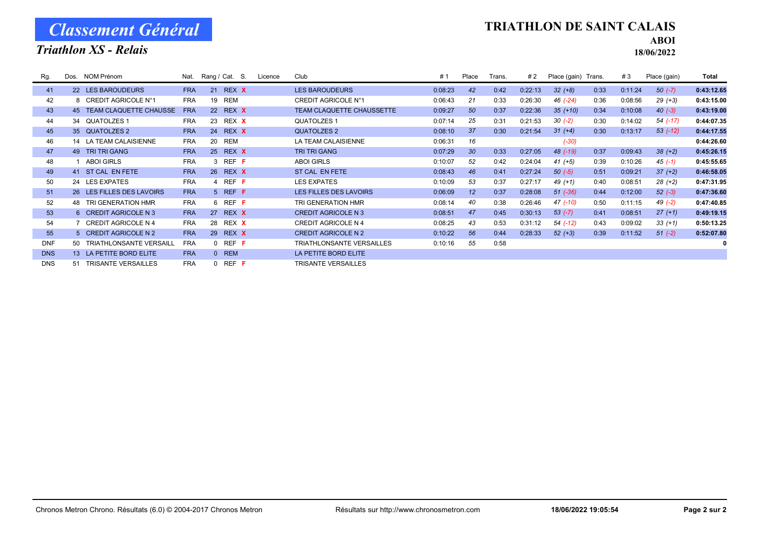# Classement Général

## Triathlon XS - Relais

## TRIATHLON DE SAINT CALAIS

**ABOI**

**18/06/2022**

| Rg. | Dos. | NOM Prénom | Nat. | Rang / Cat. | S. | Licence | Club | # 1 | Place | Trans. | # 2 | Place (gain) | Trans. | # 3 | Place (gain) | Total |
|---|---|---|---|---|---|---|---|---|---|---|---|---|---|---|---|---|
| 41 | 22 | LES BAROUDEURS | FRA | 21 REX | X | | LES BAROUDEURS | 0:08:23 | 42 | 0:42 | 0:22:13 | 32 (+8) | 0:33 | 0:11:24 | 50 (-7) | 0:43:12.65 |
| 42 | 8 | CREDIT AGRICOLE N°1 | FRA | 19 REM | | | CREDIT AGRICOLE N°1 | 0:06:43 | 21 | 0:33 | 0:26:30 | 46 (-24) | 0:36 | 0:08:56 | 29 (+3) | 0:43:15.00 |
| 43 | 45 | TEAM CLAQUETTE CHAUSSE | FRA | 22 REX | X | | TEAM CLAQUETTE CHAUSSETTE | 0:09:27 | 50 | 0:37 | 0:22:36 | 35 (+10) | 0:34 | 0:10:08 | 40 (-3) | 0:43:19.00 |
| 44 | 34 | QUATOLZES 1 | FRA | 23 REX | X | | QUATOLZES 1 | 0:07:14 | 25 | 0:31 | 0:21:53 | 30 (-2) | 0:30 | 0:14:02 | 54 (-17) | 0:44:07.35 |
| 45 | 35 | QUATOLZES 2 | FRA | 24 REX | X | | QUATOLZES 2 | 0:08:10 | 37 | 0:30 | 0:21:54 | 31 (+4) | 0:30 | 0:13:17 | 53 (-12) | 0:44:17.55 |
| 46 | 14 | LA TEAM CALAISIENNE | FRA | 20 REM | | | LA TEAM CALAISIENNE | 0:06:31 | 16 | | | (-30) | | | | 0:44:26.60 |
| 47 | 49 | TRI TRI GANG | FRA | 25 REX | X | | TRI TRI GANG | 0:07:29 | 30 | 0:33 | 0:27:05 | 48 (-19) | 0:37 | 0:09:43 | 38 (+2) | 0:45:26.15 |
| 48 | 1 | ABOI GIRLS | FRA | 3 REF | F | | ABOI GIRLS | 0:10:07 | 52 | 0:42 | 0:24:04 | 41 (+5) | 0:39 | 0:10:26 | 45 (-1) | 0:45:55.65 |
| 49 | 41 | ST CAL EN FETE | FRA | 26 REX | X | | ST CAL EN FETE | 0:08:43 | 46 | 0:41 | 0:27:24 | 50 (-5) | 0:51 | 0:09:21 | 37 (+2) | 0:46:58.05 |
| 50 | 24 | LES EXPATES | FRA | 4 REF | F | | LES EXPATES | 0:10:09 | 53 | 0:37 | 0:27:17 | 49 (+1) | 0:40 | 0:08:51 | 28 (+2) | 0:47:31.95 |
| 51 | 26 | LES FILLES DES LAVOIRS | FRA | 5 REF | F | | LES FILLES DES LAVOIRS | 0:06:09 | 12 | 0:37 | 0:28:08 | 51 (-36) | 0:44 | 0:12:00 | 52 (-3) | 0:47:36.60 |
| 52 | 48 | TRI GENERATION HMR | FRA | 6 REF | F | | TRI GENERATION HMR | 0:08:14 | 40 | 0:38 | 0:26:46 | 47 (-10) | 0:50 | 0:11:15 | 49 (-2) | 0:47:40.85 |
| 53 | 6 | CREDIT AGRICOLE N 3 | FRA | 27 REX | X | | CREDIT AGRICOLE N 3 | 0:08:51 | 47 | 0:45 | 0:30:13 | 53 (-7) | 0:41 | 0:08:51 | 27 (+1) | 0:49:19.15 |
| 54 | 7 | CREDIT AGRICOLE N 4 | FRA | 28 REX | X | | CREDIT AGRICOLE N 4 | 0:08:25 | 43 | 0:53 | 0:31:12 | 54 (-12) | 0:43 | 0:09:02 | 33 (+1) | 0:50:13.25 |
| 55 | 5 | CREDIT AGRICOLE N 2 | FRA | 29 REX | X | | CREDIT AGRICOLE N 2 | 0:10:22 | 56 | 0:44 | 0:28:33 | 52 (+3) | 0:39 | 0:11:52 | 51 (-2) | 0:52:07.80 |
| DNF | 50 | TRIATHLONSANTE VERSAILL | FRA | 0 REF | F | | TRIATHLONSANTE VERSAILLES | 0:10:16 | 55 | 0:58 | | | | | | 0 |
| DNS | 13 | LA PETITE BORD ELITE | FRA | 0 REM | | | LA PETITE BORD ELITE | | | | | | | | | |
| DNS | 51 | TRISANTE VERSAILLES | FRA | 0 REF | F | | TRISANTE VERSAILLES | | | | | | | | | |

Chronos Metron Chrono. Résultats (6.0) © 2004-2017 Chronos Metron — Résultats sur http://www.chronosmetron.com — 18/06/2022 19:05:54